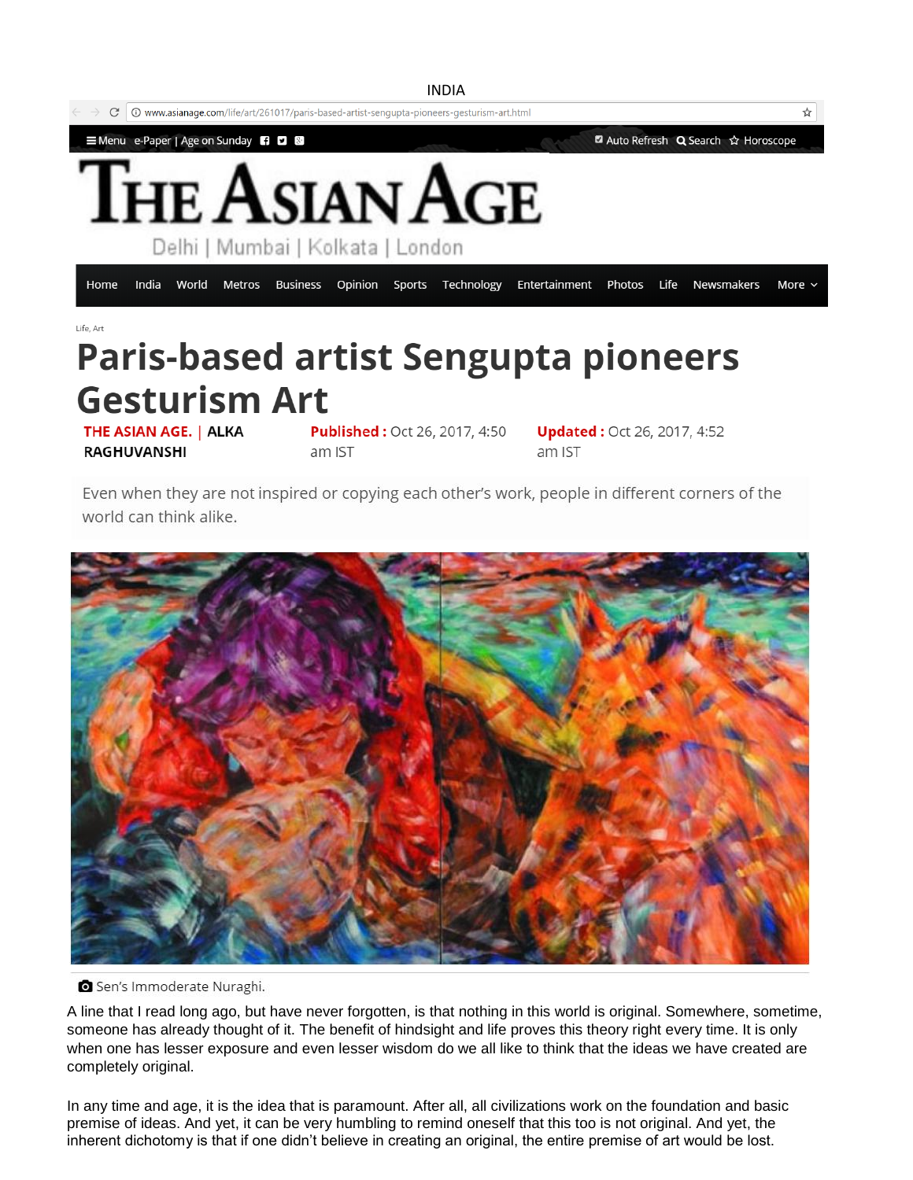INDIA

www.asianage.com/life/art/261017/paris-based-artist-sengupta-pioneers-gesturism-art.html

Menu e-Paper | Age on Sunday Auto Refresh Search Horoscope

# THE ASIAN AGE

Delhi | Mumbai | Kolkata | London

Home India World Metros Business Opinion Sports Technology Entertainment Photos Life Newsmakers More

Life, Art

# Paris-based artist Sengupta pioneers Gesturism Art

**THE ASIAN AGE. | ALKA RAGHUVANSHI** **Published :** Oct 26, 2017, 4:50 am IST **Updated :** Oct 26, 2017, 4:52 am IST

Even when they are not inspired or copying each other's work, people in different corners of the world can think alike.

Sen's Immoderate Nuraghi.

A line that I read long ago, but have never forgotten, is that nothing in this world is original. Somewhere, sometime, someone has already thought of it. The benefit of hindsight and life proves this theory right every time. It is only when one has lesser exposure and even lesser wisdom do we all like to think that the ideas we have created are completely original.

In any time and age, it is the idea that is paramount. After all, all civilizations work on the foundation and basic premise of ideas. And yet, it can be very humbling to remind oneself that this too is not original. And yet, the inherent dichotomy is that if one didn't believe in creating an original, the entire premise of art would be lost.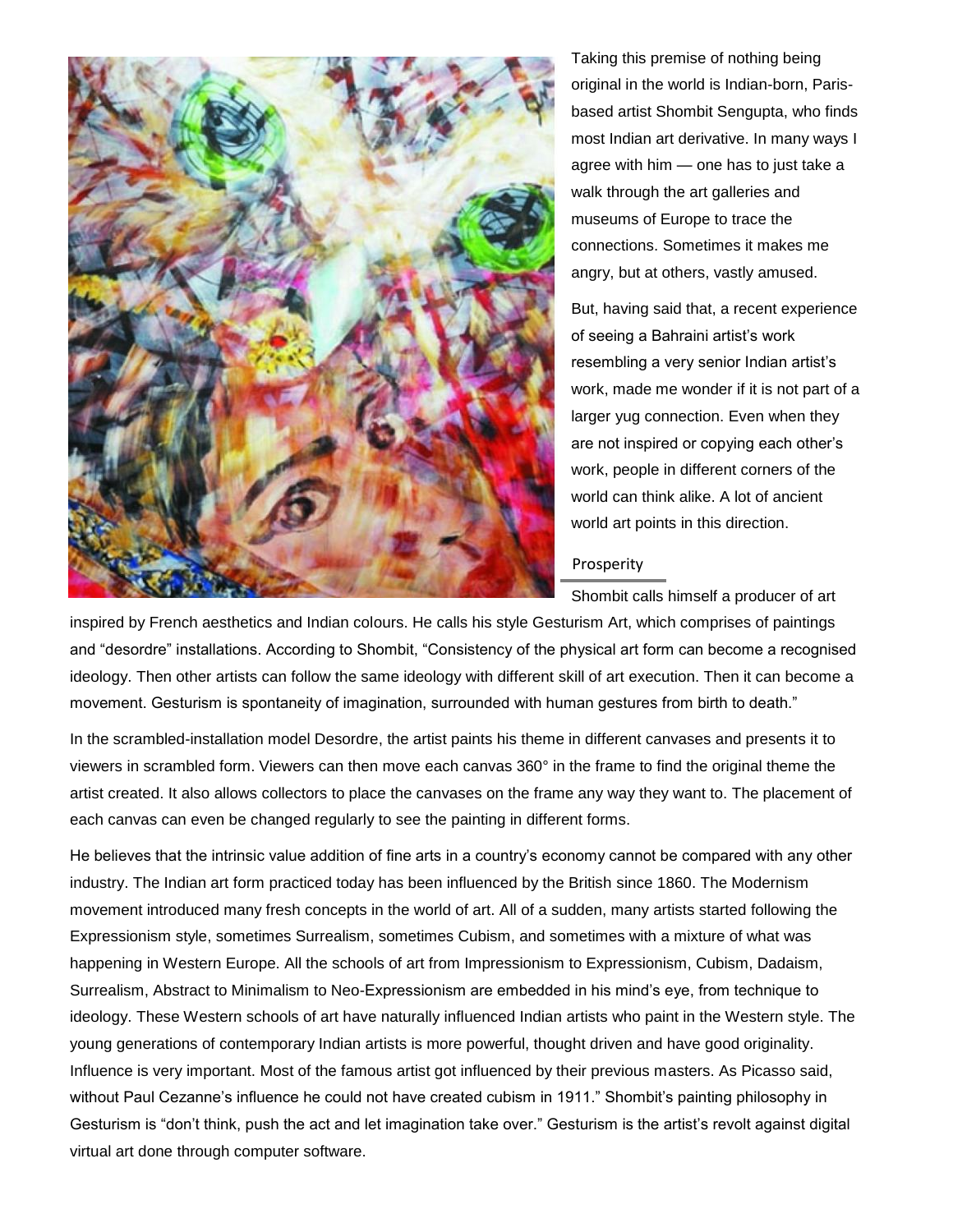Taking this premise of nothing being original in the world is Indian-born, Paris-based artist Shombit Sengupta, who finds most Indian art derivative. In many ways I agree with him — one has to just take a walk through the art galleries and museums of Europe to trace the connections. Sometimes it makes me angry, but at others, vastly amused.

But, having said that, a recent experience of seeing a Bahraini artist's work resembling a very senior Indian artist's work, made me wonder if it is not part of a larger yug connection. Even when they are not inspired or copying each other's work, people in different corners of the world can think alike. A lot of ancient world art points in this direction.

Prosperity

Shombit calls himself a producer of art inspired by French aesthetics and Indian colours. He calls his style Gesturism Art, which comprises of paintings and "desordre" installations. According to Shombit, "Consistency of the physical art form can become a recognised ideology. Then other artists can follow the same ideology with different skill of art execution. Then it can become a movement. Gesturism is spontaneity of imagination, surrounded with human gestures from birth to death."

In the scrambled-installation model Desordre, the artist paints his theme in different canvases and presents it to viewers in scrambled form. Viewers can then move each canvas 360° in the frame to find the original theme the artist created. It also allows collectors to place the canvases on the frame any way they want to. The placement of each canvas can even be changed regularly to see the painting in different forms.

He believes that the intrinsic value addition of fine arts in a country's economy cannot be compared with any other industry. The Indian art form practiced today has been influenced by the British since 1860. The Modernism movement introduced many fresh concepts in the world of art. All of a sudden, many artists started following the Expressionism style, sometimes Surrealism, sometimes Cubism, and sometimes with a mixture of what was happening in Western Europe. All the schools of art from Impressionism to Expressionism, Cubism, Dadaism, Surrealism, Abstract to Minimalism to Neo-Expressionism are embedded in his mind's eye, from technique to ideology. These Western schools of art have naturally influenced Indian artists who paint in the Western style. The young generations of contemporary Indian artists is more powerful, thought driven and have good originality. Influence is very important. Most of the famous artist got influenced by their previous masters. As Picasso said, without Paul Cezanne's influence he could not have created cubism in 1911." Shombit's painting philosophy in Gesturism is "don't think, push the act and let imagination take over." Gesturism is the artist's revolt against digital virtual art done through computer software.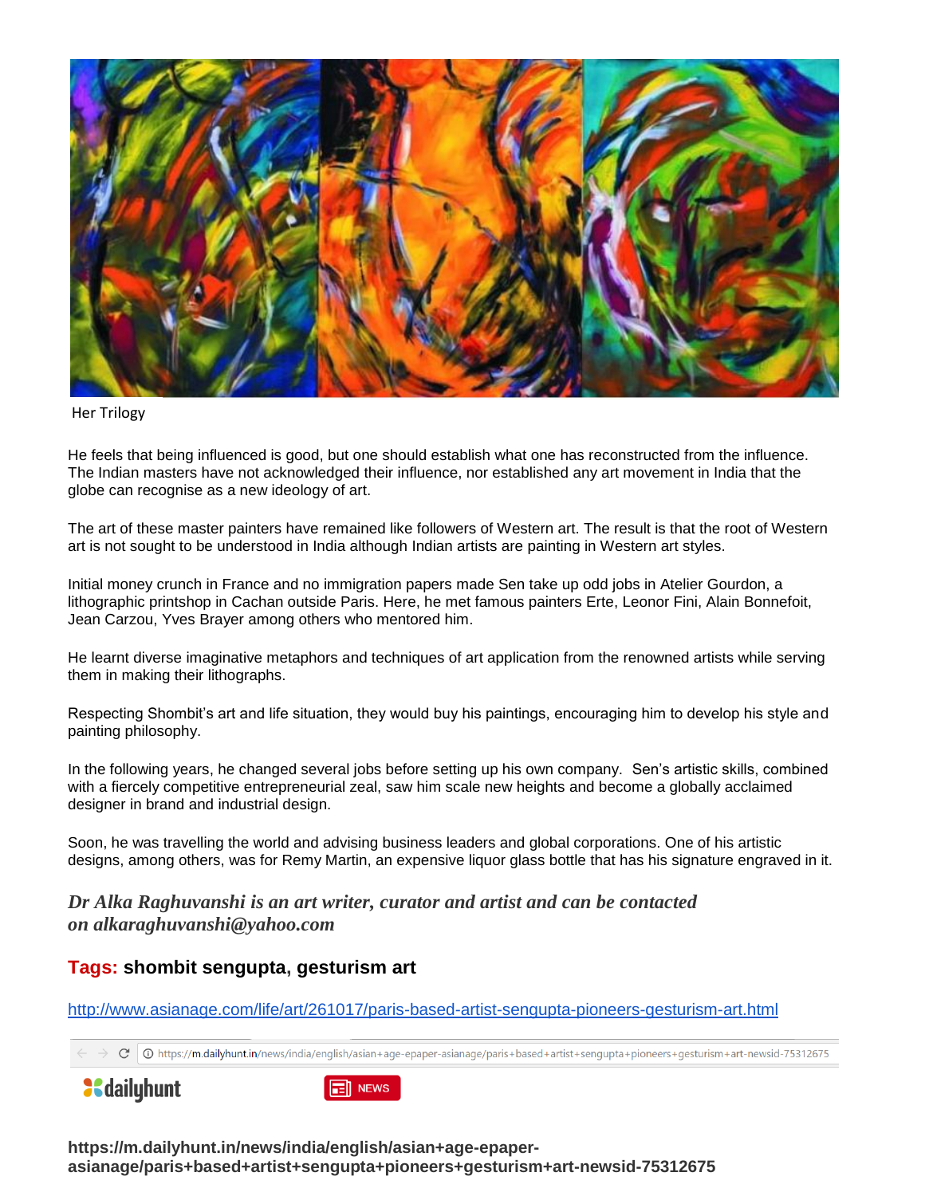Her Trilogy

He feels that being influenced is good, but one should establish what one has reconstructed from the influence. The Indian masters have not acknowledged their influence, nor established any art movement in India that the globe can recognise as a new ideology of art.

The art of these master painters have remained like followers of Western art. The result is that the root of Western art is not sought to be understood in India although Indian artists are painting in Western art styles.

Initial money crunch in France and no immigration papers made Sen take up odd jobs in Atelier Gourdon, a lithographic printshop in Cachan outside Paris. Here, he met famous painters Erte, Leonor Fini, Alain Bonnefoit, Jean Carzou, Yves Brayer among others who mentored him.

He learnt diverse imaginative metaphors and techniques of art application from the renowned artists while serving them in making their lithographs.

Respecting Shombit's art and life situation, they would buy his paintings, encouraging him to develop his style and painting philosophy.

In the following years, he changed several jobs before setting up his own company. Sen's artistic skills, combined with a fiercely competitive entrepreneurial zeal, saw him scale new heights and become a globally acclaimed designer in brand and industrial design.

Soon, he was travelling the world and advising business leaders and global corporations. One of his artistic designs, among others, was for Remy Martin, an expensive liquor glass bottle that has his signature engraved in it.

***Dr Alka Raghuvanshi is an art writer, curator and artist and can be contacted on alkaraghuvanshi@yahoo.com***

**Tags: shombit sengupta, gesturism art**

http://www.asianage.com/life/art/261017/paris-based-artist-sengupta-pioneers-gesturism-art.html

https://m.dailyhunt.in/news/india/english/asian+age-epaper-asianage/paris+based+artist+sengupta+pioneers+gesturism+art-newsid-75312675

dailyhunt NEWS

**https://m.dailyhunt.in/news/india/english/asian+age-epaper-asianage/paris+based+artist+sengupta+pioneers+gesturism+art-newsid-75312675**